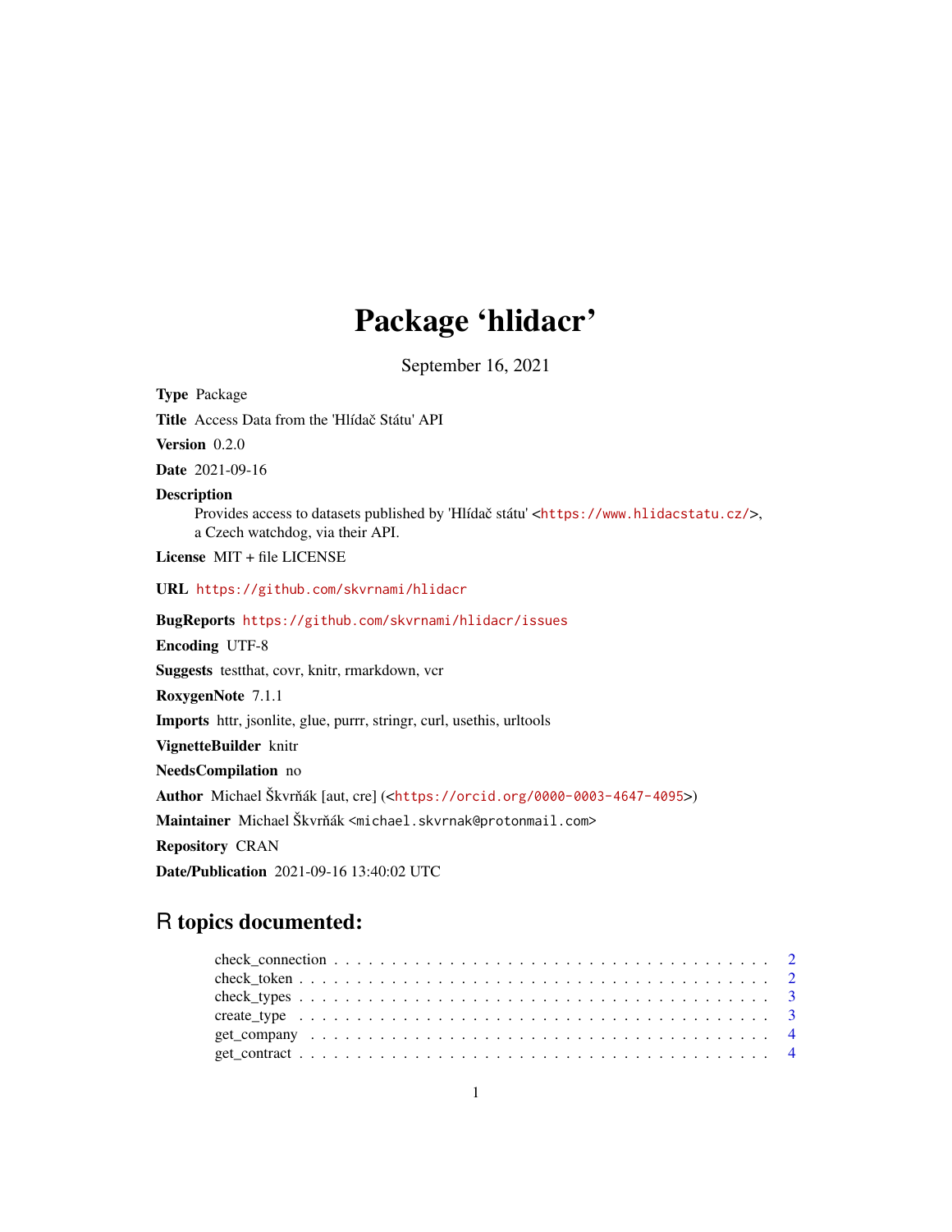# Package 'hlidacr'

September 16, 2021

**Type** Package

**Title** Access Data from the 'Hlídač Státu' API

**Version** 0.2.0

**Date** 2021-09-16

**Description**
Provides access to datasets published by 'Hlídač státu' <https://www.hlidacstatu.cz/>, a Czech watchdog, via their API.

**License** MIT + file LICENSE

**URL** https://github.com/skvrnami/hlidacr

**BugReports** https://github.com/skvrnami/hlidacr/issues

**Encoding** UTF-8

**Suggests** testthat, covr, knitr, rmarkdown, vcr

**RoxygenNote** 7.1.1

**Imports** httr, jsonlite, glue, purrr, stringr, curl, usethis, urltools

**VignetteBuilder** knitr

**NeedsCompilation** no

**Author** Michael Škvrňák [aut, cre] (<https://orcid.org/0000-0003-4647-4095>)

**Maintainer** Michael Škvrňák <michael.skvrnak@protonmail.com>

**Repository** CRAN

**Date/Publication** 2021-09-16 13:40:02 UTC

## R topics documented:

check_connection . . . . . . . . . . . . . . . . . . . . . . . . . . . . . . . . . . . . . . 2
check_token . . . . . . . . . . . . . . . . . . . . . . . . . . . . . . . . . . . . . . . . 2
check_types . . . . . . . . . . . . . . . . . . . . . . . . . . . . . . . . . . . . . . . . 3
create_type . . . . . . . . . . . . . . . . . . . . . . . . . . . . . . . . . . . . . . . . 3
get_company . . . . . . . . . . . . . . . . . . . . . . . . . . . . . . . . . . . . . . . 4
get_contract . . . . . . . . . . . . . . . . . . . . . . . . . . . . . . . . . . . . . . . 4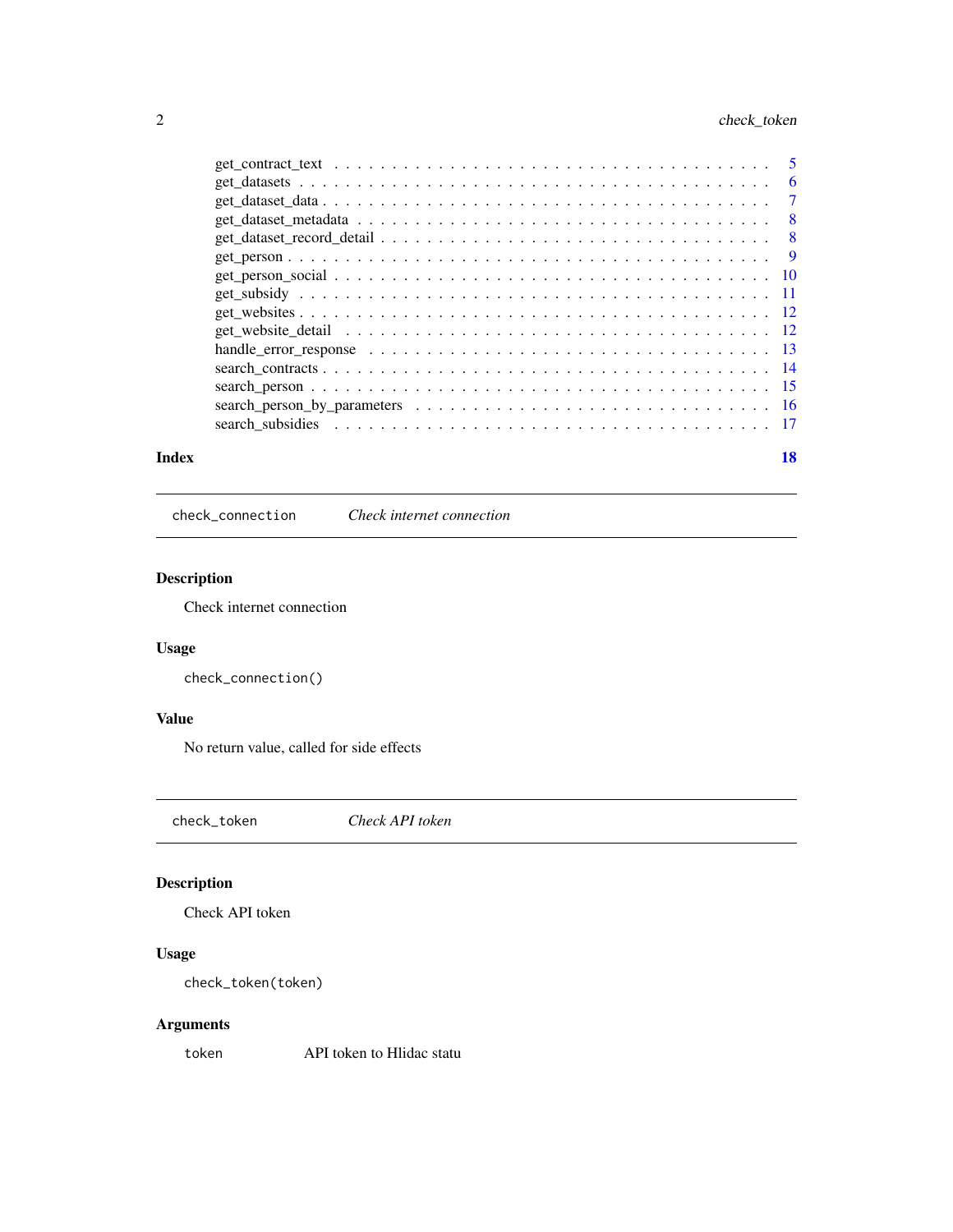| | |
|---|---|
| get_contract_text | 5 |
| get_datasets | 6 |
| get_dataset_data | 7 |
| get_dataset_metadata | 8 |
| get_dataset_record_detail | 8 |
| get_person | 9 |
| get_person_social | 10 |
| get_subsidy | 11 |
| get_websites | 12 |
| get_website_detail | 12 |
| handle_error_response | 13 |
| search_contracts | 14 |
| search_person | 15 |
| search_person_by_parameters | 16 |
| search_subsidies | 17 |

**Index** **18**

---

`check_connection` *Check internet connection*

---

### Description

Check internet connection

### Usage

```
check_connection()
```

### Value

No return value, called for side effects

---

`check_token` *Check API token*

---

### Description

Check API token

### Usage

```
check_token(token)
```

### Arguments

`token` API token to Hlidac statu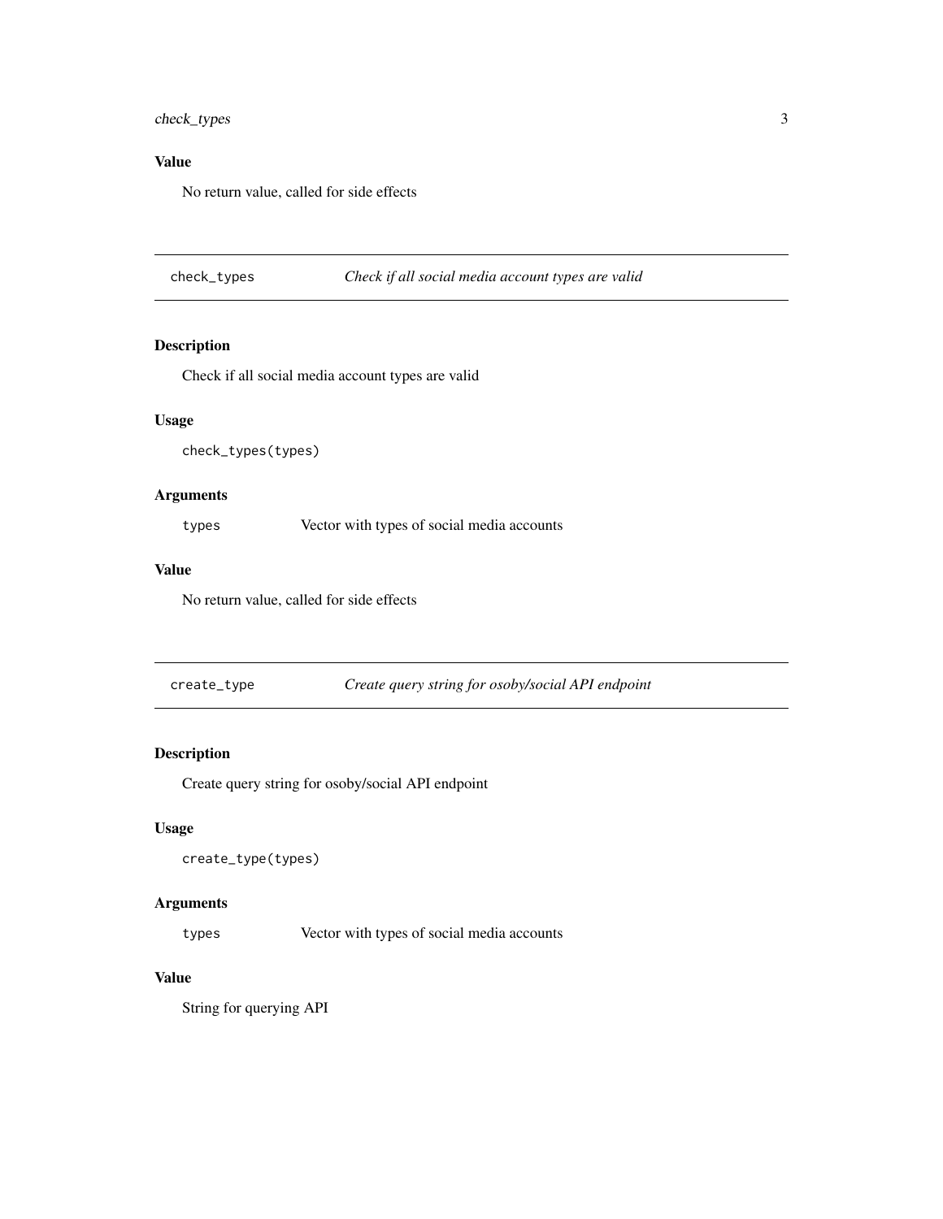### Value

No return value, called for side effects

---

## check_types — *Check if all social media account types are valid*

---

### Description

Check if all social media account types are valid

### Usage

```
check_types(types)
```

### Arguments

| | |
|---|---|
| types | Vector with types of social media accounts |

### Value

No return value, called for side effects

---

## create_type — *Create query string for osoby/social API endpoint*

---

### Description

Create query string for osoby/social API endpoint

### Usage

```
create_type(types)
```

### Arguments

| | |
|---|---|
| types | Vector with types of social media accounts |

### Value

String for querying API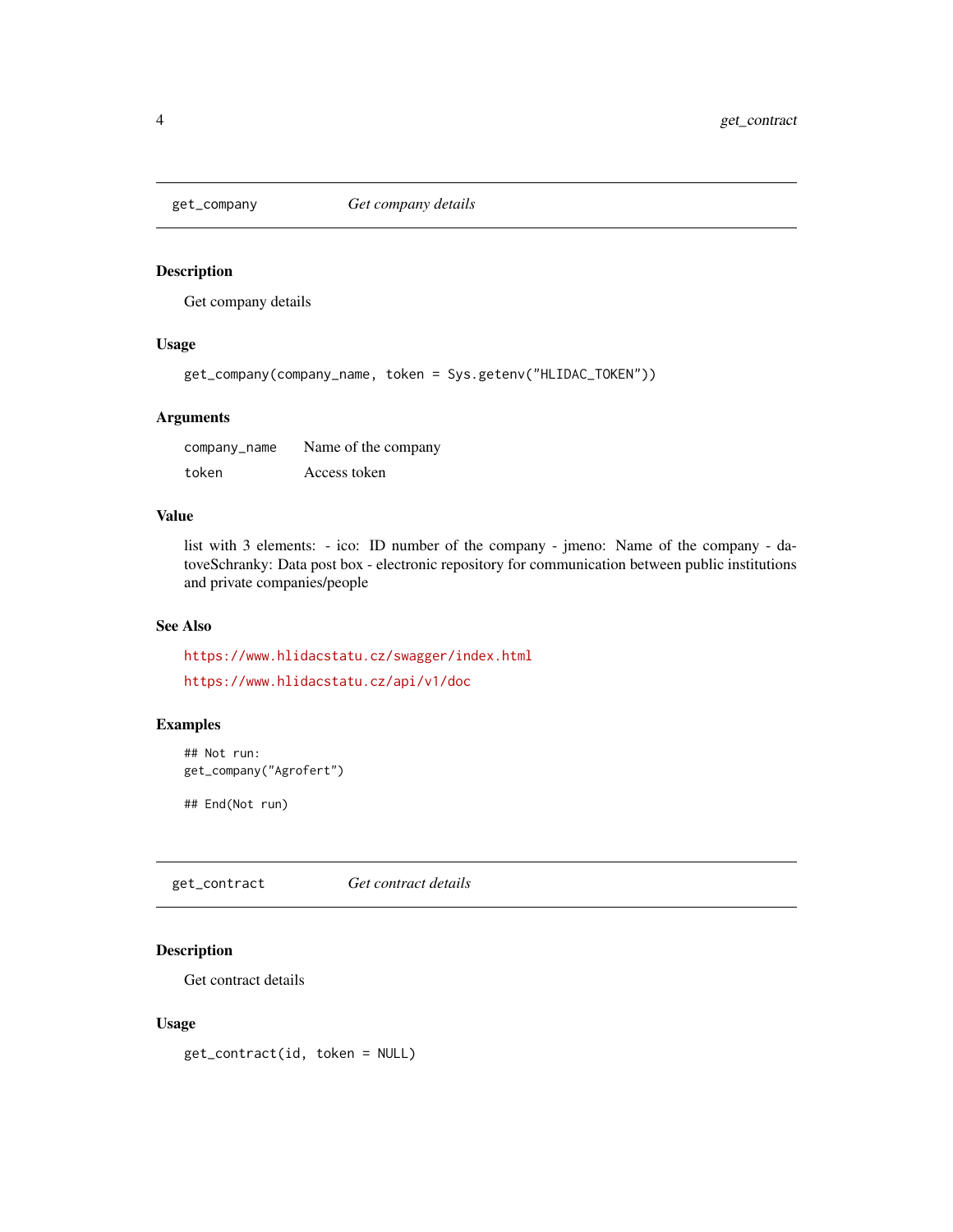## get_company — *Get company details*

### Description

Get company details

### Usage

```
get_company(company_name, token = Sys.getenv("HLIDAC_TOKEN"))
```

### Arguments

| | |
|---|---|
| `company_name` | Name of the company |
| `token` | Access token |

### Value

list with 3 elements: - ico: ID number of the company - jmeno: Name of the company - datoveSchranky: Data post box - electronic repository for communication between public institutions and private companies/people

### See Also

https://www.hlidacstatu.cz/swagger/index.html

https://www.hlidacstatu.cz/api/v1/doc

### Examples

```
## Not run:
get_company("Agrofert")

## End(Not run)
```

## get_contract — *Get contract details*

### Description

Get contract details

### Usage

```
get_contract(id, token = NULL)
```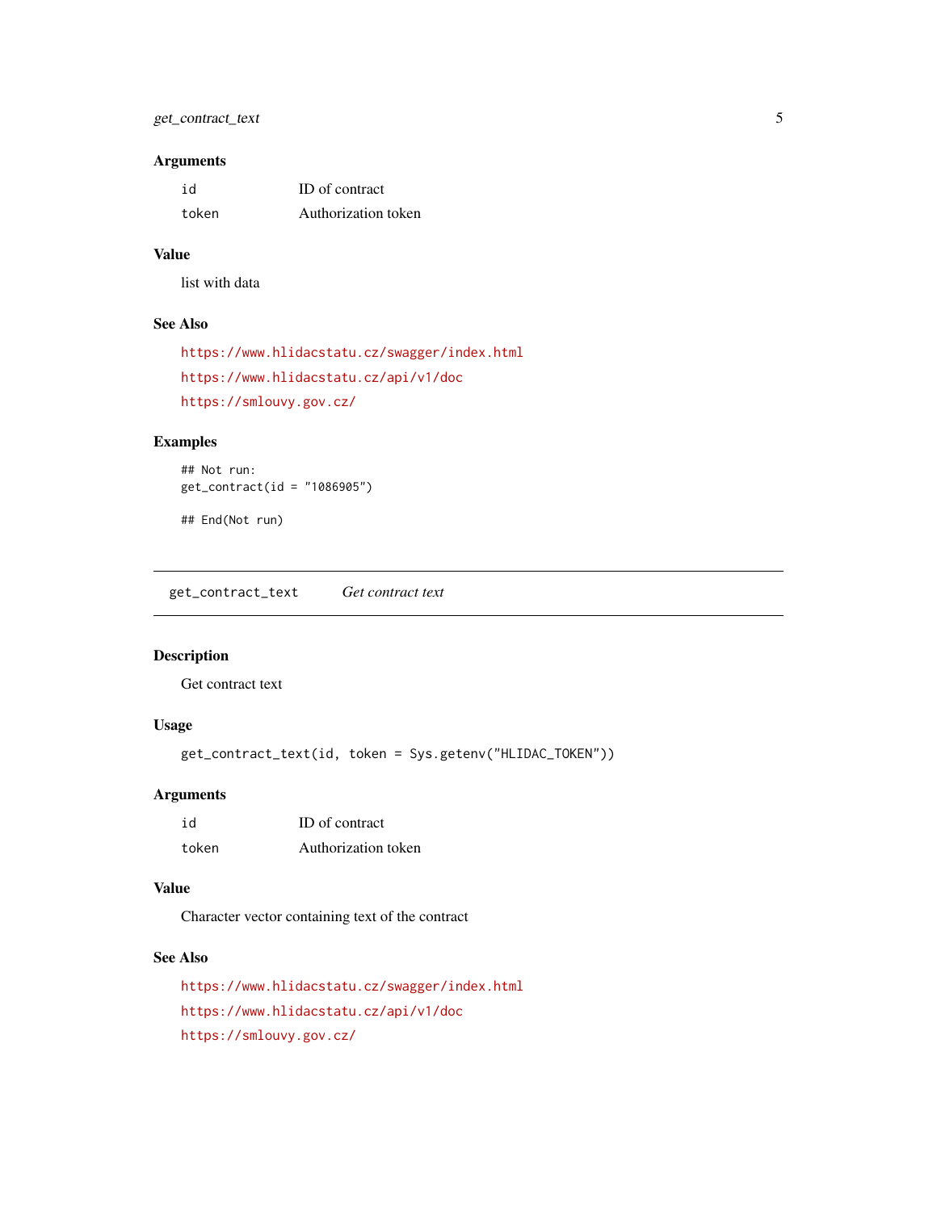### Arguments

| | |
|---|---|
| id | ID of contract |
| token | Authorization token |

### Value

list with data

### See Also

https://www.hlidacstatu.cz/swagger/index.html

https://www.hlidacstatu.cz/api/v1/doc

https://smlouvy.gov.cz/

### Examples

```
## Not run:
get_contract(id = "1086905")

## End(Not run)
```

---

## get_contract_text *Get contract text*

---

### Description

Get contract text

### Usage

```
get_contract_text(id, token = Sys.getenv("HLIDAC_TOKEN"))
```

### Arguments

| | |
|---|---|
| id | ID of contract |
| token | Authorization token |

### Value

Character vector containing text of the contract

### See Also

https://www.hlidacstatu.cz/swagger/index.html

https://www.hlidacstatu.cz/api/v1/doc

https://smlouvy.gov.cz/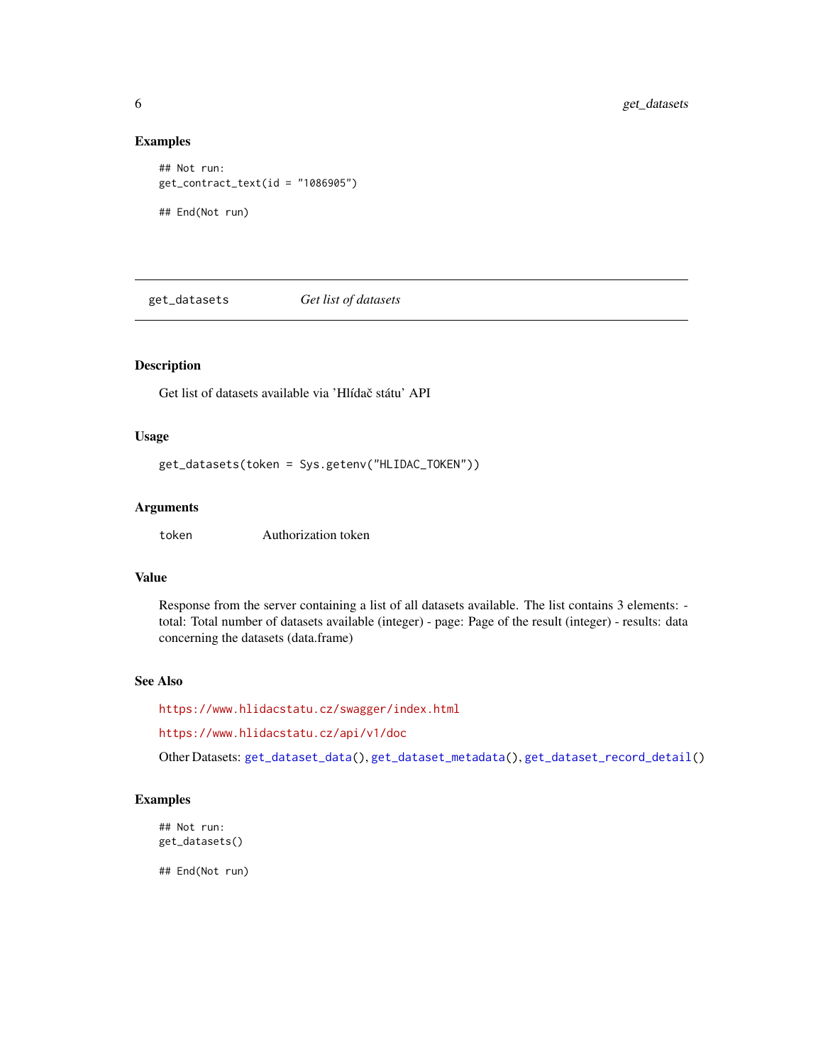### Examples

```
## Not run:
get_contract_text(id = "1086905")

## End(Not run)
```

---

## get_datasets    *Get list of datasets*

---

### Description

Get list of datasets available via 'Hlídač státu' API

### Usage

```
get_datasets(token = Sys.getenv("HLIDAC_TOKEN"))
```

### Arguments

| | |
|---|---|
| token | Authorization token |

### Value

Response from the server containing a list of all datasets available. The list contains 3 elements: - total: Total number of datasets available (integer) - page: Page of the result (integer) - results: data concerning the datasets (data.frame)

### See Also

https://www.hlidacstatu.cz/swagger/index.html

https://www.hlidacstatu.cz/api/v1/doc

Other Datasets: get_dataset_data(), get_dataset_metadata(), get_dataset_record_detail()

### Examples

```
## Not run:
get_datasets()

## End(Not run)
```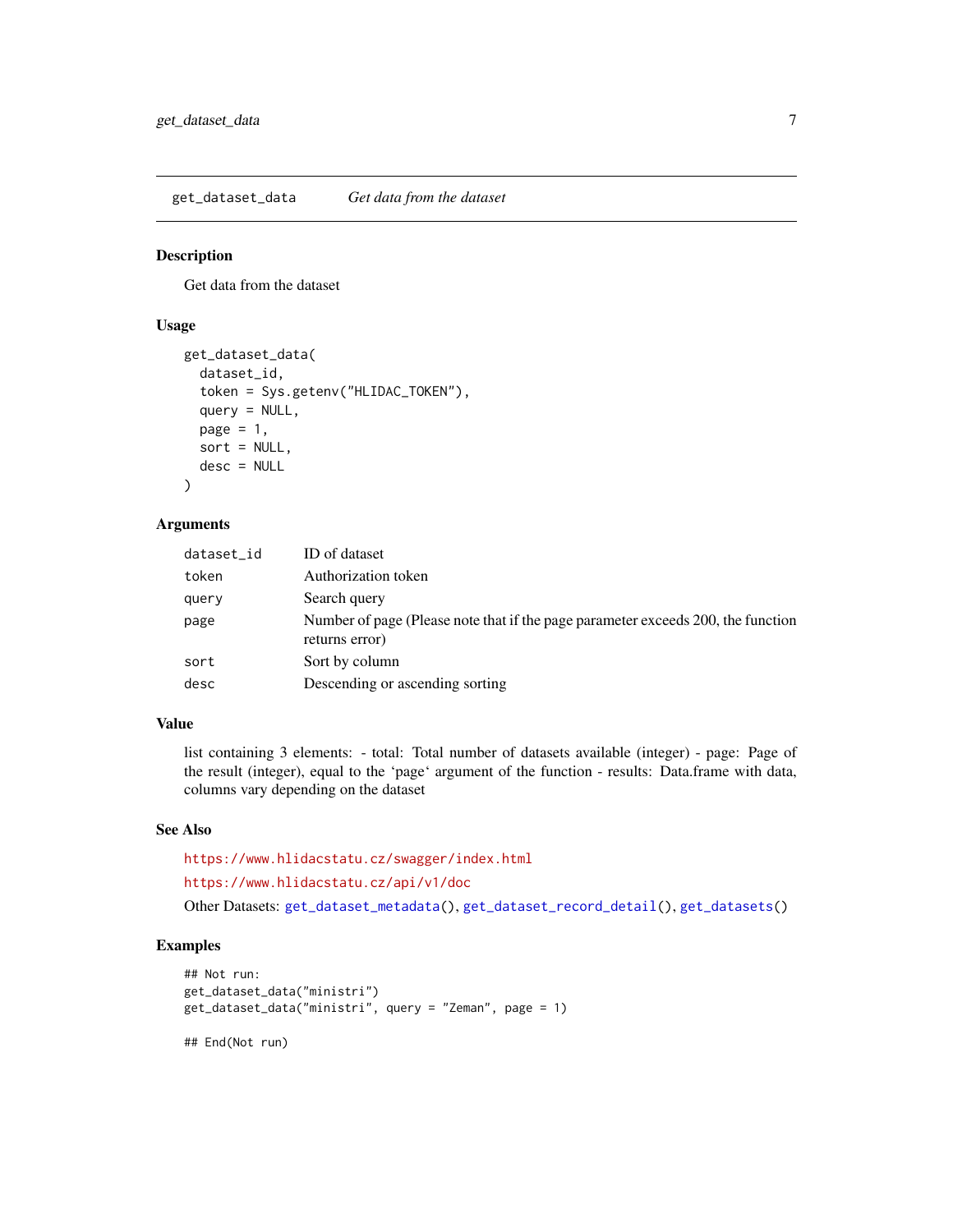# get_dataset_data *Get data from the dataset*

## Description

Get data from the dataset

## Usage

```
get_dataset_data(
  dataset_id,
  token = Sys.getenv("HLIDAC_TOKEN"),
  query = NULL,
  page = 1,
  sort = NULL,
  desc = NULL
)
```

## Arguments

| | |
|---|---|
| `dataset_id` | ID of dataset |
| `token` | Authorization token |
| `query` | Search query |
| `page` | Number of page (Please note that if the page parameter exceeds 200, the function returns error) |
| `sort` | Sort by column |
| `desc` | Descending or ascending sorting |

## Value

list containing 3 elements: - total: Total number of datasets available (integer) - page: Page of the result (integer), equal to the 'page' argument of the function - results: Data.frame with data, columns vary depending on the dataset

## See Also

https://www.hlidacstatu.cz/swagger/index.html

https://www.hlidacstatu.cz/api/v1/doc

Other Datasets: `get_dataset_metadata()`, `get_dataset_record_detail()`, `get_datasets()`

## Examples

```
## Not run:
get_dataset_data("ministri")
get_dataset_data("ministri", query = "Zeman", page = 1)

## End(Not run)
```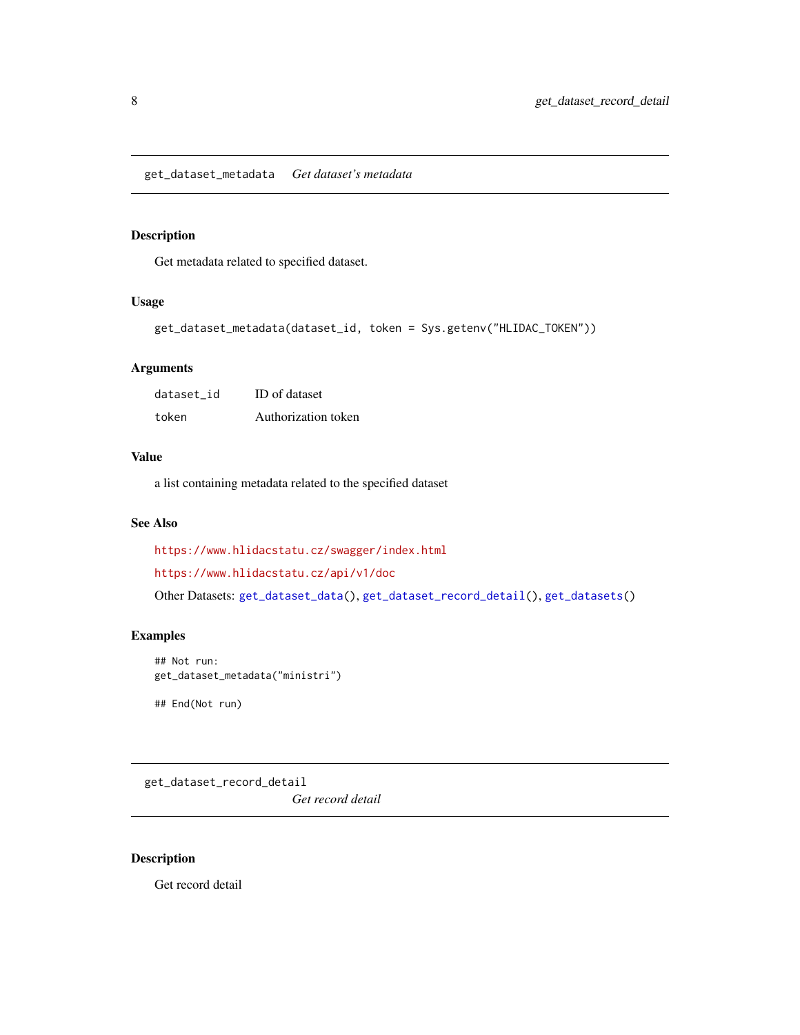## get_dataset_metadata    *Get dataset's metadata*

### Description

Get metadata related to specified dataset.

### Usage

```
get_dataset_metadata(dataset_id, token = Sys.getenv("HLIDAC_TOKEN"))
```

### Arguments

| | |
|---|---|
| `dataset_id` | ID of dataset |
| `token` | Authorization token |

### Value

a list containing metadata related to the specified dataset

### See Also

https://www.hlidacstatu.cz/swagger/index.html

https://www.hlidacstatu.cz/api/v1/doc

Other Datasets: `get_dataset_data()`, `get_dataset_record_detail()`, `get_datasets()`

### Examples

```
## Not run:
get_dataset_metadata("ministri")

## End(Not run)
```

## get_dataset_record_detail    *Get record detail*

### Description

Get record detail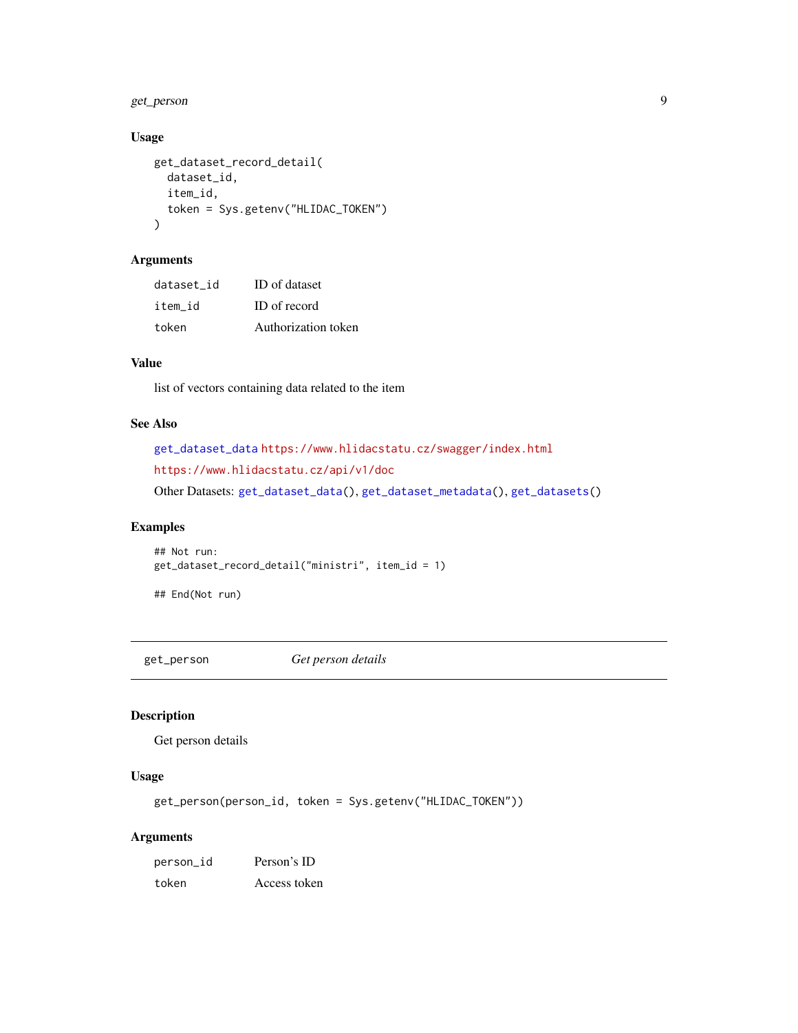## Usage

```
get_dataset_record_detail(
  dataset_id,
  item_id,
  token = Sys.getenv("HLIDAC_TOKEN")
)
```

## Arguments

| | |
|---|---|
| `dataset_id` | ID of dataset |
| `item_id` | ID of record |
| `token` | Authorization token |

## Value

list of vectors containing data related to the item

## See Also

get_dataset_data https://www.hlidacstatu.cz/swagger/index.html

https://www.hlidacstatu.cz/api/v1/doc

Other Datasets: get_dataset_data(), get_dataset_metadata(), get_datasets()

## Examples

```
## Not run:
get_dataset_record_detail("ministri", item_id = 1)

## End(Not run)
```

---

# get_person — *Get person details*

---

## Description

Get person details

## Usage

```
get_person(person_id, token = Sys.getenv("HLIDAC_TOKEN"))
```

## Arguments

| | |
|---|---|
| `person_id` | Person's ID |
| `token` | Access token |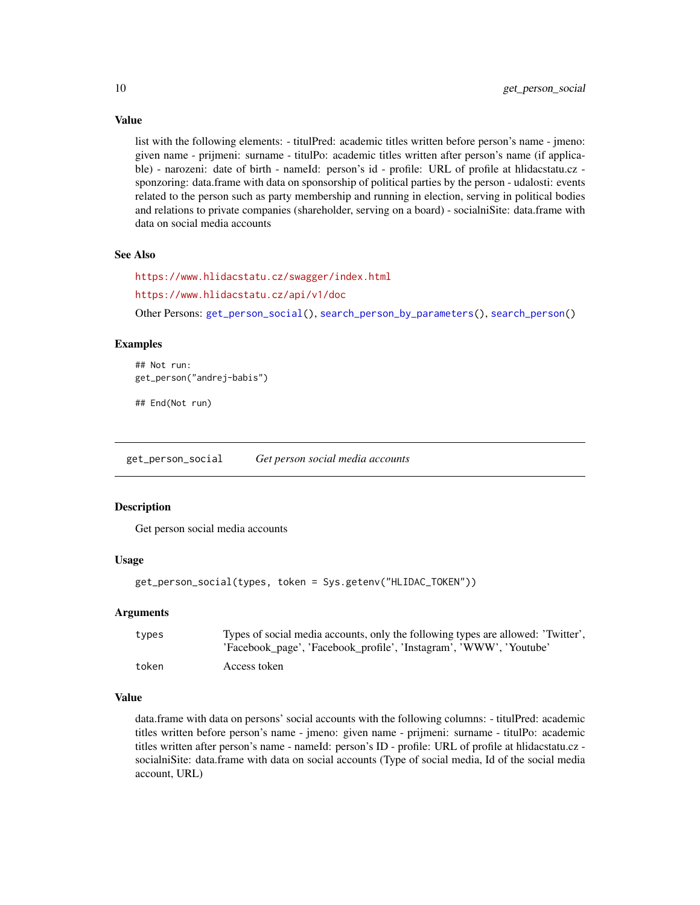### Value

list with the following elements: - titulPred: academic titles written before person's name - jmeno: given name - prijmeni: surname - titulPo: academic titles written after person's name (if applicable) - narozeni: date of birth - nameId: person's id - profile: URL of profile at hlidacstatu.cz - sponzoring: data.frame with data on sponsorship of political parties by the person - udalosti: events related to the person such as party membership and running in election, serving in political bodies and relations to private companies (shareholder, serving on a board) - socialniSite: data.frame with data on social media accounts

### See Also

https://www.hlidacstatu.cz/swagger/index.html

https://www.hlidacstatu.cz/api/v1/doc

Other Persons: `get_person_social()`, `search_person_by_parameters()`, `search_person()`

### Examples

```
## Not run:
get_person("andrej-babis")

## End(Not run)
```

---

## get_person_social — *Get person social media accounts*

### Description

Get person social media accounts

### Usage

```
get_person_social(types, token = Sys.getenv("HLIDAC_TOKEN"))
```

### Arguments

| | |
|---|---|
| types | Types of social media accounts, only the following types are allowed: 'Twitter', 'Facebook_page', 'Facebook_profile', 'Instagram', 'WWW', 'Youtube' |
| token | Access token |

### Value

data.frame with data on persons' social accounts with the following columns: - titulPred: academic titles written before person's name - jmeno: given name - prijmeni: surname - titulPo: academic titles written after person's name - nameId: person's ID - profile: URL of profile at hlidacstatu.cz - socialniSite: data.frame with data on social accounts (Type of social media, Id of the social media account, URL)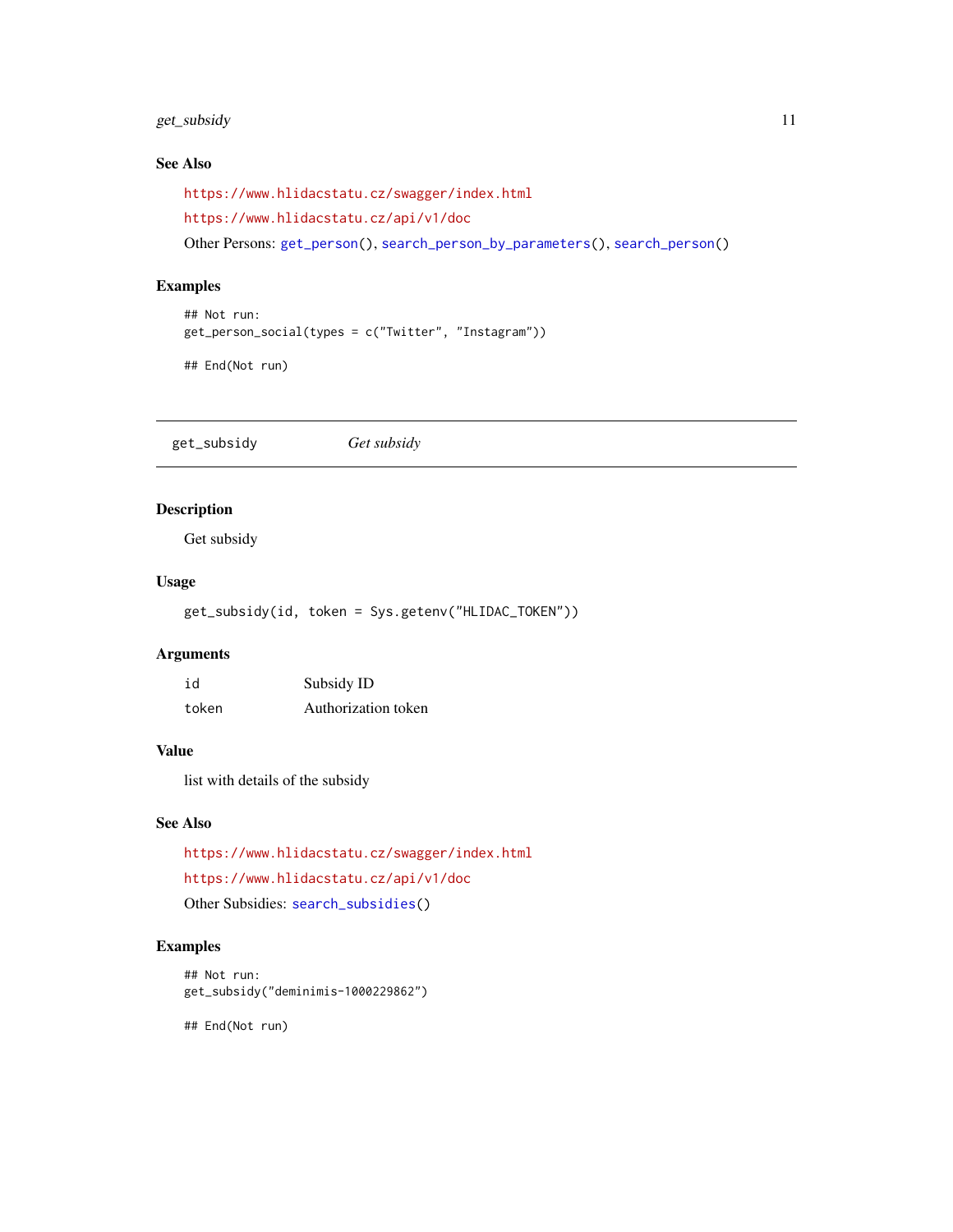### See Also

https://www.hlidacstatu.cz/swagger/index.html

https://www.hlidacstatu.cz/api/v1/doc

Other Persons: `get_person()`, `search_person_by_parameters()`, `search_person()`

### Examples

```
## Not run:
get_person_social(types = c("Twitter", "Instagram"))

## End(Not run)
```

---

## get_subsidy — *Get subsidy*

---

### Description

Get subsidy

### Usage

```
get_subsidy(id, token = Sys.getenv("HLIDAC_TOKEN"))
```

### Arguments

| | |
|---|---|
| `id` | Subsidy ID |
| `token` | Authorization token |

### Value

list with details of the subsidy

### See Also

https://www.hlidacstatu.cz/swagger/index.html

https://www.hlidacstatu.cz/api/v1/doc

Other Subsidies: `search_subsidies()`

### Examples

```
## Not run:
get_subsidy("deminimis-1000229862")

## End(Not run)
```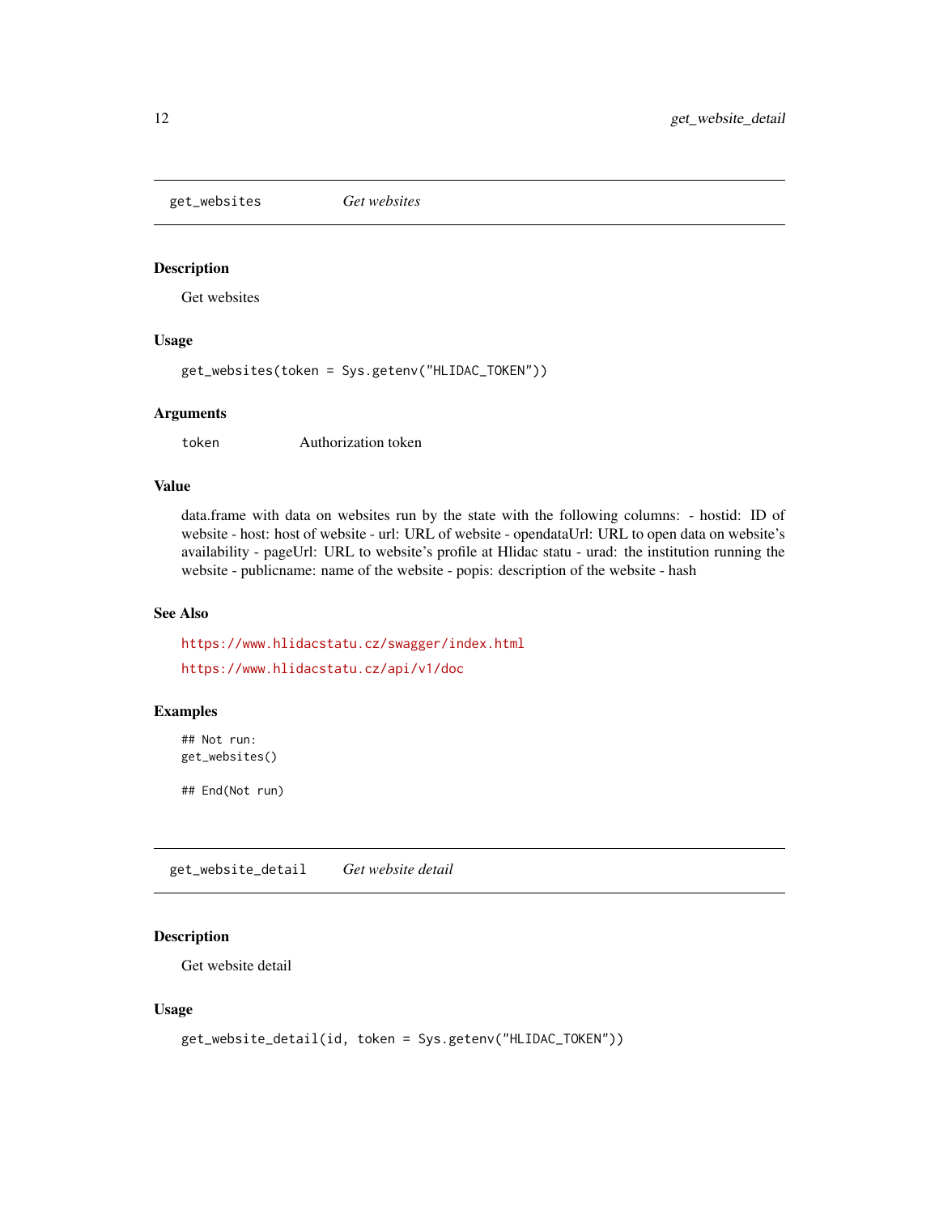## get_websites *Get websites*

### Description

Get websites

### Usage

```
get_websites(token = Sys.getenv("HLIDAC_TOKEN"))
```

### Arguments

| | |
|---|---|
| token | Authorization token |

### Value

data.frame with data on websites run by the state with the following columns: - hostid: ID of website - host: host of website - url: URL of website - opendataUrl: URL to open data on website's availability - pageUrl: URL to website's profile at Hlidac statu - urad: the institution running the website - publicname: name of the website - popis: description of the website - hash

### See Also

https://www.hlidacstatu.cz/swagger/index.html

https://www.hlidacstatu.cz/api/v1/doc

### Examples

```
## Not run:
get_websites()

## End(Not run)
```

## get_website_detail *Get website detail*

### Description

Get website detail

### Usage

```
get_website_detail(id, token = Sys.getenv("HLIDAC_TOKEN"))
```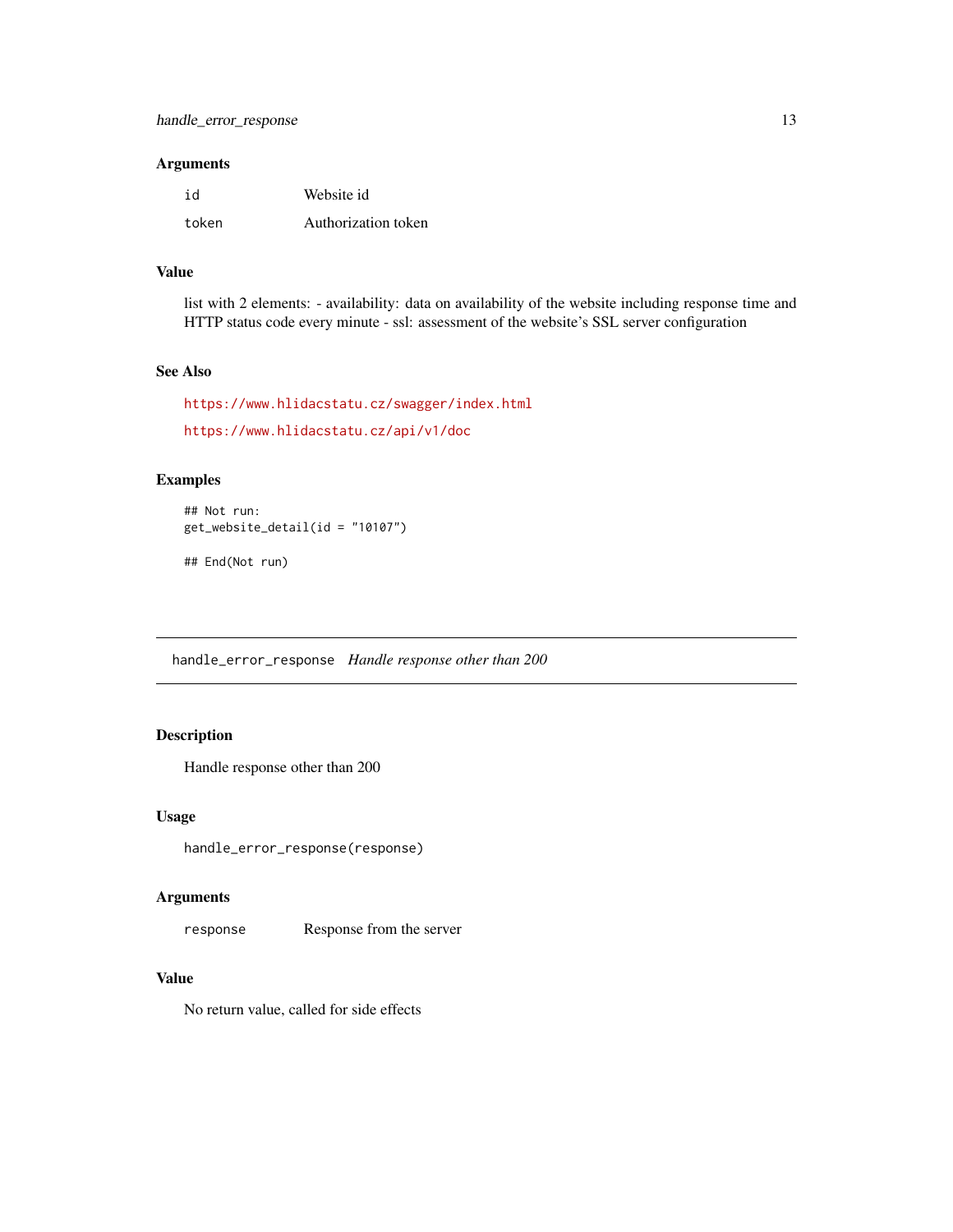### Arguments

| | |
|---|---|
| `id` | Website id |
| `token` | Authorization token |

### Value

list with 2 elements: - availability: data on availability of the website including response time and HTTP status code every minute - ssl: assessment of the website's SSL server configuration

### See Also

https://www.hlidacstatu.cz/swagger/index.html

https://www.hlidacstatu.cz/api/v1/doc

### Examples

```
## Not run:
get_website_detail(id = "10107")

## End(Not run)
```

---

## `handle_error_response` *Handle response other than 200*

### Description

Handle response other than 200

### Usage

```
handle_error_response(response)
```

### Arguments

| | |
|---|---|
| `response` | Response from the server |

### Value

No return value, called for side effects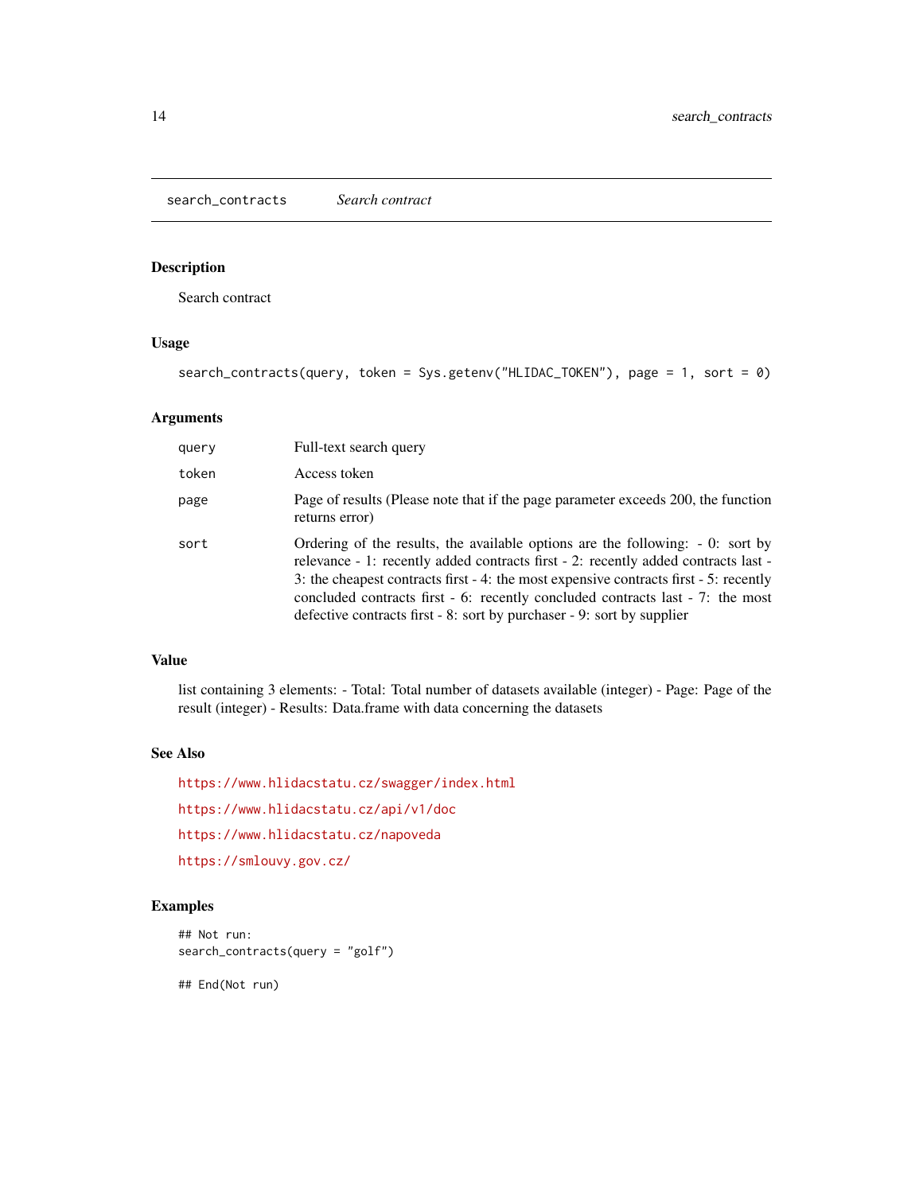## search_contracts *Search contract*

### Description

Search contract

### Usage

```
search_contracts(query, token = Sys.getenv("HLIDAC_TOKEN"), page = 1, sort = 0)
```

### Arguments

| | |
|---|---|
| query | Full-text search query |
| token | Access token |
| page | Page of results (Please note that if the page parameter exceeds 200, the function returns error) |
| sort | Ordering of the results, the available options are the following: - 0: sort by relevance - 1: recently added contracts first - 2: recently added contracts last - 3: the cheapest contracts first - 4: the most expensive contracts first - 5: recently concluded contracts first - 6: recently concluded contracts last - 7: the most defective contracts first - 8: sort by purchaser - 9: sort by supplier |

### Value

list containing 3 elements: - Total: Total number of datasets available (integer) - Page: Page of the result (integer) - Results: Data.frame with data concerning the datasets

### See Also

https://www.hlidacstatu.cz/swagger/index.html

https://www.hlidacstatu.cz/api/v1/doc

https://www.hlidacstatu.cz/napoveda

https://smlouvy.gov.cz/

### Examples

```
## Not run:
search_contracts(query = "golf")

## End(Not run)
```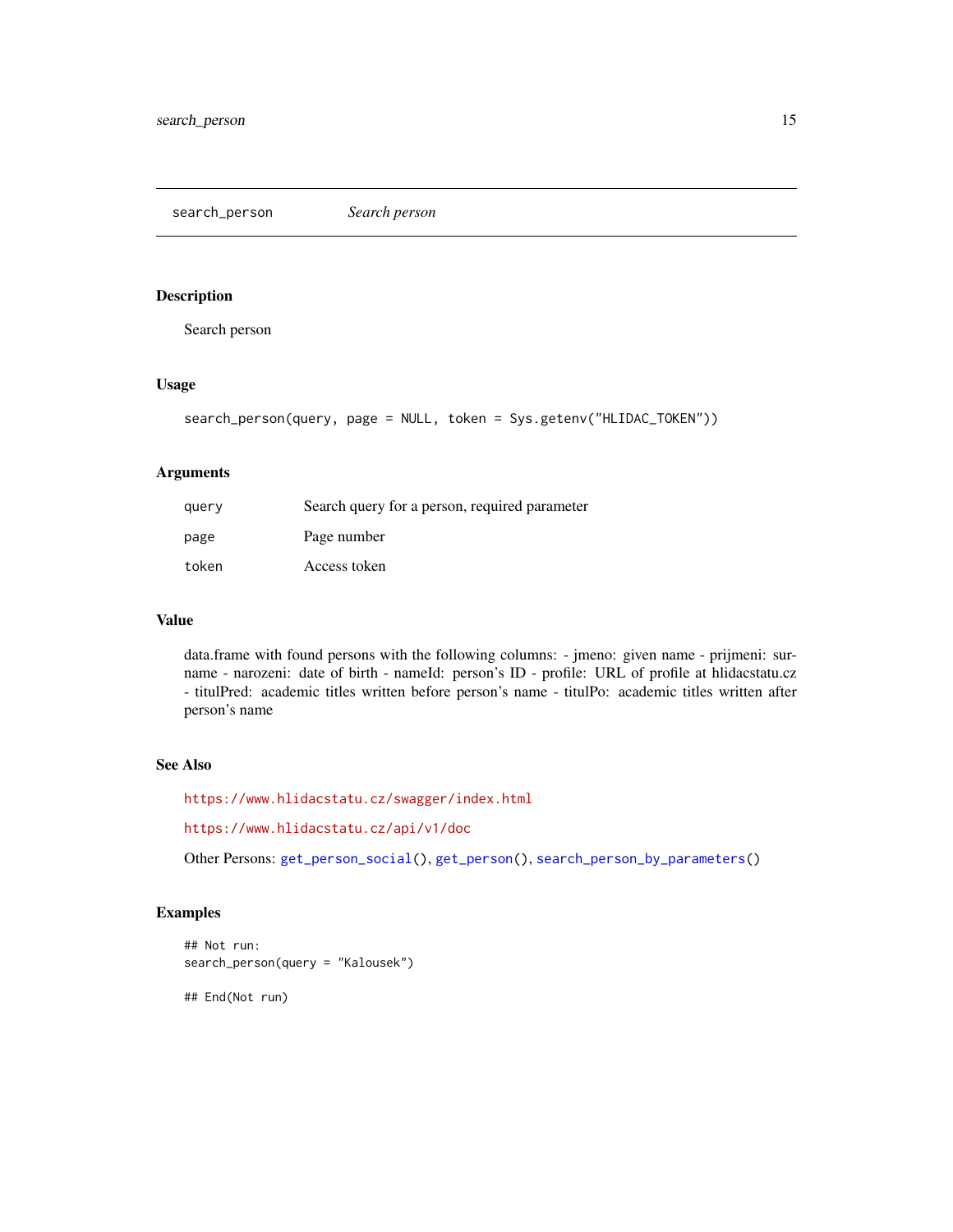## search_person — *Search person*

### Description

Search person

### Usage

```
search_person(query, page = NULL, token = Sys.getenv("HLIDAC_TOKEN"))
```

### Arguments

| | |
|---|---|
| query | Search query for a person, required parameter |
| page | Page number |
| token | Access token |

### Value

data.frame with found persons with the following columns: - jmeno: given name - prijmeni: surname - narozeni: date of birth - nameId: person's ID - profile: URL of profile at hlidacstatu.cz - titulPred: academic titles written before person's name - titulPo: academic titles written after person's name

### See Also

https://www.hlidacstatu.cz/swagger/index.html

https://www.hlidacstatu.cz/api/v1/doc

Other Persons: get_person_social(), get_person(), search_person_by_parameters()

### Examples

```
## Not run:
search_person(query = "Kalousek")

## End(Not run)
```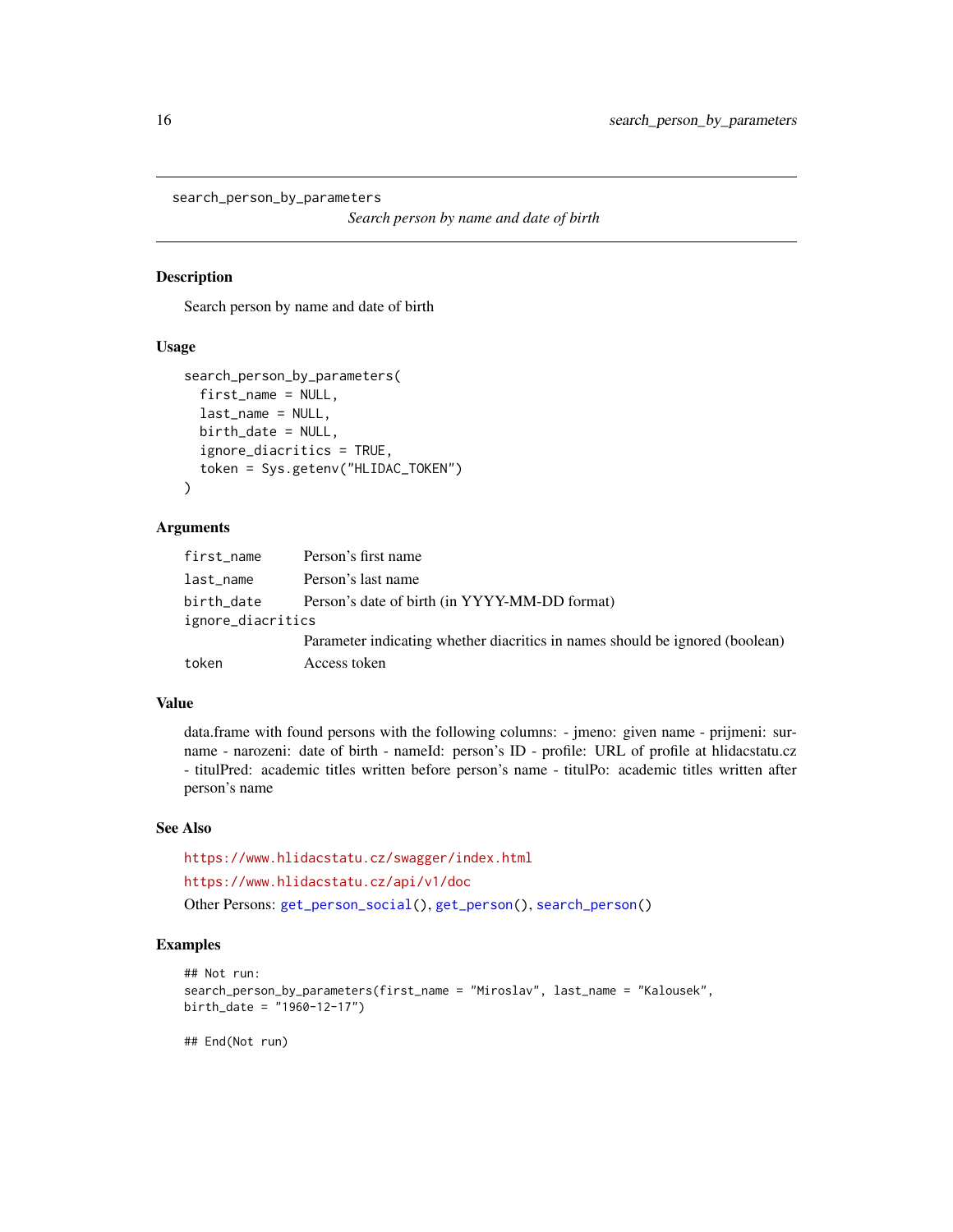# search_person_by_parameters

*Search person by name and date of birth*

## Description

Search person by name and date of birth

## Usage

```
search_person_by_parameters(
  first_name = NULL,
  last_name = NULL,
  birth_date = NULL,
  ignore_diacritics = TRUE,
  token = Sys.getenv("HLIDAC_TOKEN")
)
```

## Arguments

| | |
|---|---|
| `first_name` | Person's first name |
| `last_name` | Person's last name |
| `birth_date` | Person's date of birth (in YYYY-MM-DD format) |
| `ignore_diacritics` | Parameter indicating whether diacritics in names should be ignored (boolean) |
| `token` | Access token |

## Value

data.frame with found persons with the following columns: - jmeno: given name - prijmeni: surname - narozeni: date of birth - nameId: person's ID - profile: URL of profile at hlidacstatu.cz - titulPred: academic titles written before person's name - titulPo: academic titles written after person's name

## See Also

https://www.hlidacstatu.cz/swagger/index.html

https://www.hlidacstatu.cz/api/v1/doc

Other Persons: `get_person_social()`, `get_person()`, `search_person()`

## Examples

```
## Not run:
search_person_by_parameters(first_name = "Miroslav", last_name = "Kalousek",
birth_date = "1960-12-17")

## End(Not run)
```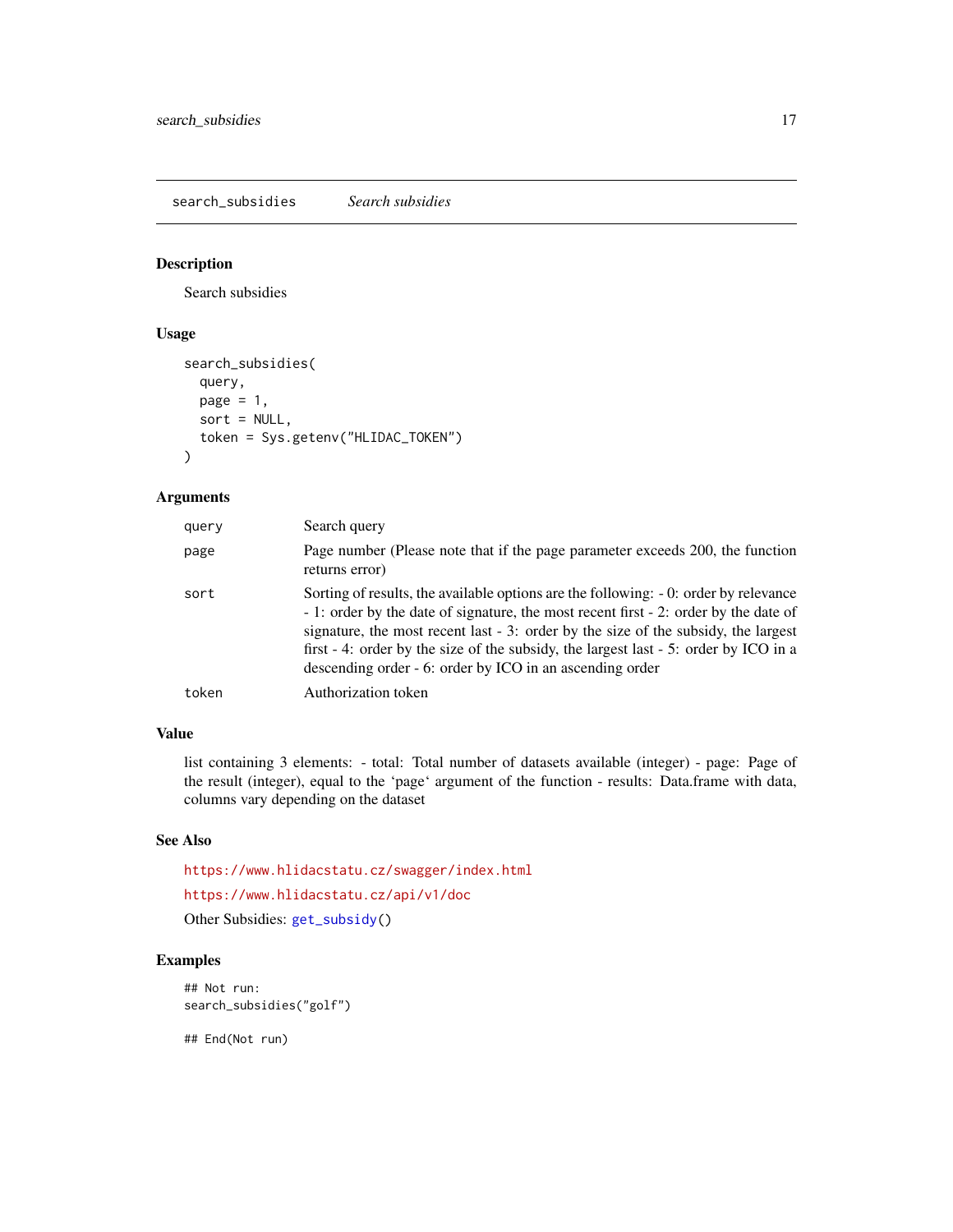## search_subsidies *Search subsidies*

### Description

Search subsidies

### Usage

```
search_subsidies(
  query,
  page = 1,
  sort = NULL,
  token = Sys.getenv("HLIDAC_TOKEN")
)
```

### Arguments

| | |
|---|---|
| query | Search query |
| page | Page number (Please note that if the page parameter exceeds 200, the function returns error) |
| sort | Sorting of results, the available options are the following: - 0: order by relevance - 1: order by the date of signature, the most recent first - 2: order by the date of signature, the most recent last - 3: order by the size of the subsidy, the largest first - 4: order by the size of the subsidy, the largest last - 5: order by ICO in a descending order - 6: order by ICO in an ascending order |
| token | Authorization token |

### Value

list containing 3 elements: - total: Total number of datasets available (integer) - page: Page of the result (integer), equal to the 'page' argument of the function - results: Data.frame with data, columns vary depending on the dataset

### See Also

https://www.hlidacstatu.cz/swagger/index.html

https://www.hlidacstatu.cz/api/v1/doc

Other Subsidies: get_subsidy()

### Examples

```
## Not run:
search_subsidies("golf")

## End(Not run)
```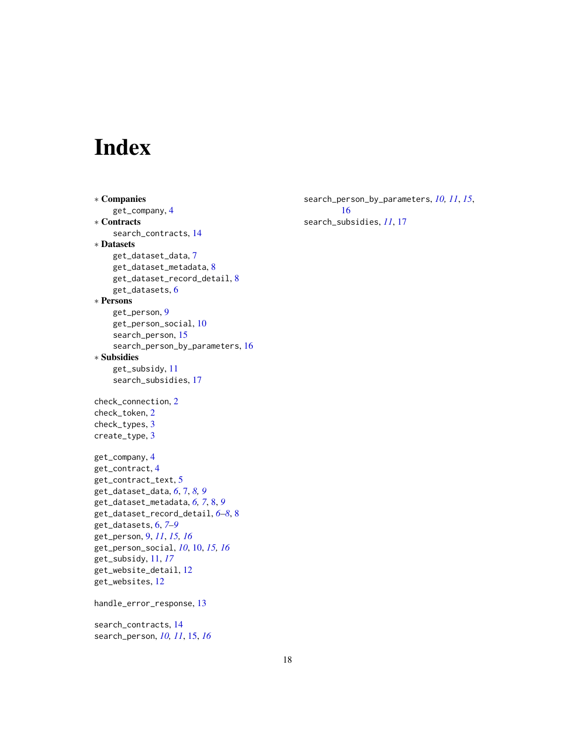# Index

∗ **Companies**
    get_company, 4
∗ **Contracts**
    search_contracts, 14
∗ **Datasets**
    get_dataset_data, 7
    get_dataset_metadata, 8
    get_dataset_record_detail, 8
    get_datasets, 6
∗ **Persons**
    get_person, 9
    get_person_social, 10
    search_person, 15
    search_person_by_parameters, 16
∗ **Subsidies**
    get_subsidy, 11
    search_subsidies, 17

check_connection, 2
check_token, 2
check_types, 3
create_type, 3

get_company, 4
get_contract, 4
get_contract_text, 5
get_dataset_data, *6*, 7, *8, 9*
get_dataset_metadata, *6, 7*, 8, *9*
get_dataset_record_detail, *6–8*, 8
get_datasets, 6, *7–9*
get_person, 9, *11*, *15, 16*
get_person_social, *10*, 10, *15, 16*
get_subsidy, 11, *17*
get_website_detail, 12
get_websites, 12

handle_error_response, 13

search_contracts, 14
search_person, *10, 11*, 15, *16*
search_person_by_parameters, *10, 11*, *15*, 16
search_subsidies, *11*, 17